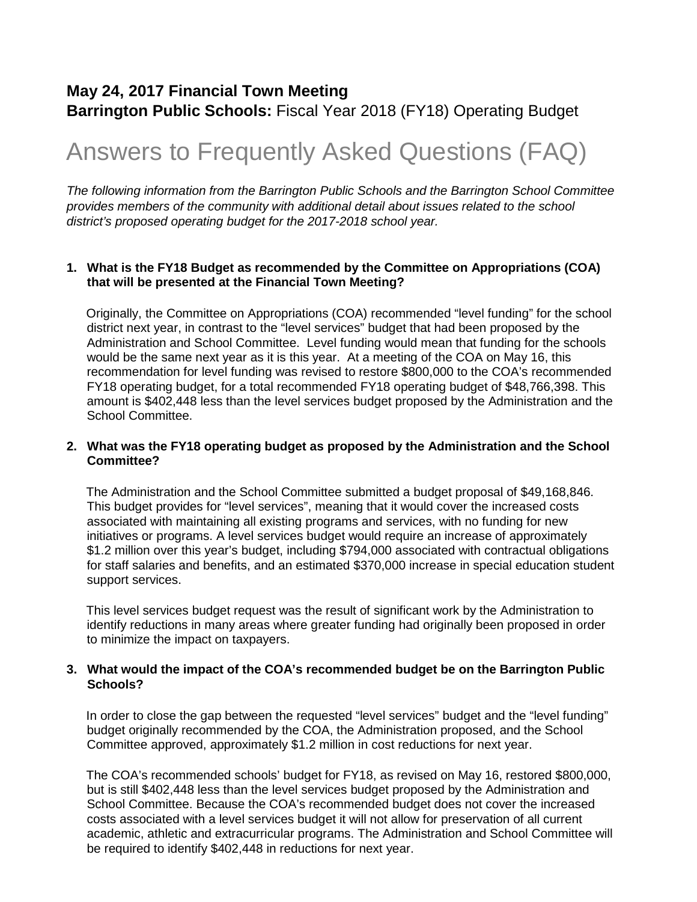**May 24, 2017 Financial Town Meeting**
**Barrington Public Schools:** Fiscal Year 2018 (FY18) Operating Budget

# Answers to Frequently Asked Questions (FAQ)

*The following information from the Barrington Public Schools and the Barrington School Committee provides members of the community with additional detail about issues related to the school district's proposed operating budget for the 2017-2018 school year.*

1. **What is the FY18 Budget as recommended by the Committee on Appropriations (COA) that will be presented at the Financial Town Meeting?**

   Originally, the Committee on Appropriations (COA) recommended "level funding" for the school district next year, in contrast to the "level services" budget that had been proposed by the Administration and School Committee. Level funding would mean that funding for the schools would be the same next year as it is this year. At a meeting of the COA on May 16, this recommendation for level funding was revised to restore $800,000 to the COA's recommended FY18 operating budget, for a total recommended FY18 operating budget of $48,766,398. This amount is $402,448 less than the level services budget proposed by the Administration and the School Committee.

2. **What was the FY18 operating budget as proposed by the Administration and the School Committee?**

   The Administration and the School Committee submitted a budget proposal of $49,168,846. This budget provides for "level services", meaning that it would cover the increased costs associated with maintaining all existing programs and services, with no funding for new initiatives or programs. A level services budget would require an increase of approximately $1.2 million over this year's budget, including $794,000 associated with contractual obligations for staff salaries and benefits, and an estimated $370,000 increase in special education student support services.

   This level services budget request was the result of significant work by the Administration to identify reductions in many areas where greater funding had originally been proposed in order to minimize the impact on taxpayers.

3. **What would the impact of the COA's recommended budget be on the Barrington Public Schools?**

   In order to close the gap between the requested "level services" budget and the "level funding" budget originally recommended by the COA, the Administration proposed, and the School Committee approved, approximately $1.2 million in cost reductions for next year.

   The COA's recommended schools' budget for FY18, as revised on May 16, restored $800,000, but is still $402,448 less than the level services budget proposed by the Administration and School Committee. Because the COA's recommended budget does not cover the increased costs associated with a level services budget it will not allow for preservation of all current academic, athletic and extracurricular programs. The Administration and School Committee will be required to identify $402,448 in reductions for next year.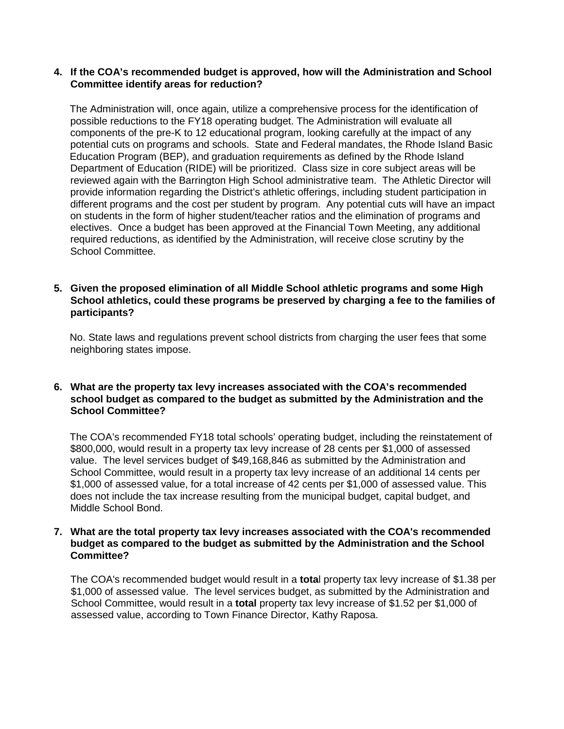4. **If the COA's recommended budget is approved, how will the Administration and School Committee identify areas for reduction?**

   The Administration will, once again, utilize a comprehensive process for the identification of possible reductions to the FY18 operating budget. The Administration will evaluate all components of the pre-K to 12 educational program, looking carefully at the impact of any potential cuts on programs and schools. State and Federal mandates, the Rhode Island Basic Education Program (BEP), and graduation requirements as defined by the Rhode Island Department of Education (RIDE) will be prioritized. Class size in core subject areas will be reviewed again with the Barrington High School administrative team. The Athletic Director will provide information regarding the District's athletic offerings, including student participation in different programs and the cost per student by program. Any potential cuts will have an impact on students in the form of higher student/teacher ratios and the elimination of programs and electives. Once a budget has been approved at the Financial Town Meeting, any additional required reductions, as identified by the Administration, will receive close scrutiny by the School Committee.

5. **Given the proposed elimination of all Middle School athletic programs and some High School athletics, could these programs be preserved by charging a fee to the families of participants?**

   No. State laws and regulations prevent school districts from charging the user fees that some neighboring states impose.

6. **What are the property tax levy increases associated with the COA's recommended school budget as compared to the budget as submitted by the Administration and the School Committee?**

   The COA's recommended FY18 total schools' operating budget, including the reinstatement of $800,000, would result in a property tax levy increase of 28 cents per $1,000 of assessed value. The level services budget of $49,168,846 as submitted by the Administration and School Committee, would result in a property tax levy increase of an additional 14 cents per $1,000 of assessed value, for a total increase of 42 cents per $1,000 of assessed value. This does not include the tax increase resulting from the municipal budget, capital budget, and Middle School Bond.

7. **What are the total property tax levy increases associated with the COA's recommended budget as compared to the budget as submitted by the Administration and the School Committee?**

   The COA's recommended budget would result in a **total** property tax levy increase of $1.38 per $1,000 of assessed value. The level services budget, as submitted by the Administration and School Committee, would result in a **total** property tax levy increase of $1.52 per $1,000 of assessed value, according to Town Finance Director, Kathy Raposa.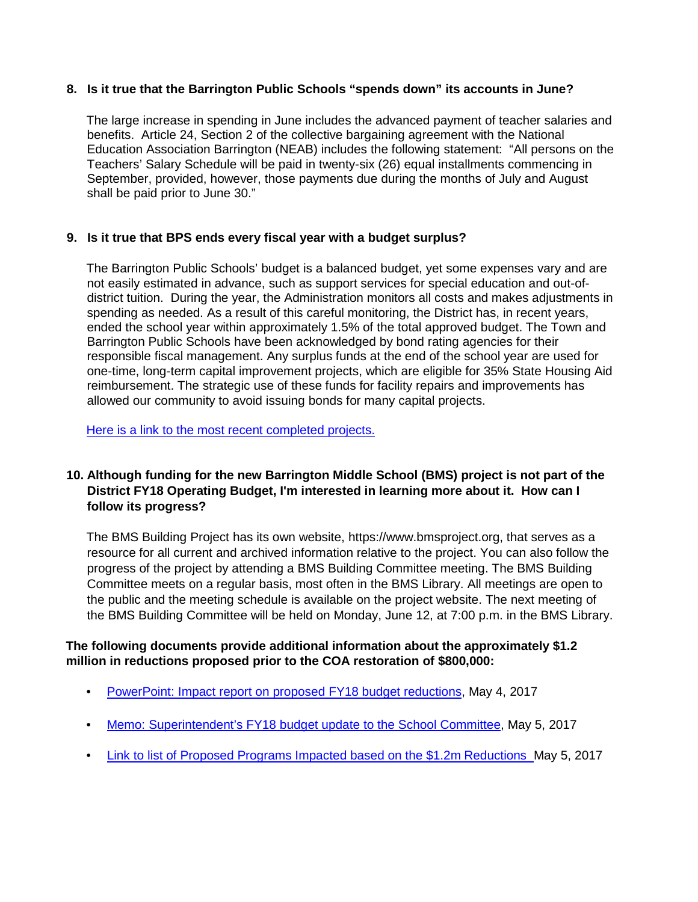**8. Is it true that the Barrington Public Schools "spends down" its accounts in June?**

The large increase in spending in June includes the advanced payment of teacher salaries and benefits. Article 24, Section 2 of the collective bargaining agreement with the National Education Association Barrington (NEAB) includes the following statement: "All persons on the Teachers' Salary Schedule will be paid in twenty-six (26) equal installments commencing in September, provided, however, those payments due during the months of July and August shall be paid prior to June 30."

**9. Is it true that BPS ends every fiscal year with a budget surplus?**

The Barrington Public Schools' budget is a balanced budget, yet some expenses vary and are not easily estimated in advance, such as support services for special education and out-of-district tuition. During the year, the Administration monitors all costs and makes adjustments in spending as needed. As a result of this careful monitoring, the District has, in recent years, ended the school year within approximately 1.5% of the total approved budget. The Town and Barrington Public Schools have been acknowledged by bond rating agencies for their responsible fiscal management. Any surplus funds at the end of the school year are used for one-time, long-term capital improvement projects, which are eligible for 35% State Housing Aid reimbursement. The strategic use of these funds for facility repairs and improvements has allowed our community to avoid issuing bonds for many capital projects.

Here is a link to the most recent completed projects.

**10. Although funding for the new Barrington Middle School (BMS) project is not part of the District FY18 Operating Budget, I'm interested in learning more about it. How can I follow its progress?**

The BMS Building Project has its own website, https://www.bmsproject.org, that serves as a resource for all current and archived information relative to the project. You can also follow the progress of the project by attending a BMS Building Committee meeting. The BMS Building Committee meets on a regular basis, most often in the BMS Library. All meetings are open to the public and the meeting schedule is available on the project website. The next meeting of the BMS Building Committee will be held on Monday, June 12, at 7:00 p.m. in the BMS Library.

**The following documents provide additional information about the approximately $1.2 million in reductions proposed prior to the COA restoration of $800,000:**

- PowerPoint: Impact report on proposed FY18 budget reductions, May 4, 2017
- Memo: Superintendent's FY18 budget update to the School Committee, May 5, 2017
- Link to list of Proposed Programs Impacted based on the $1.2m Reductions May 5, 2017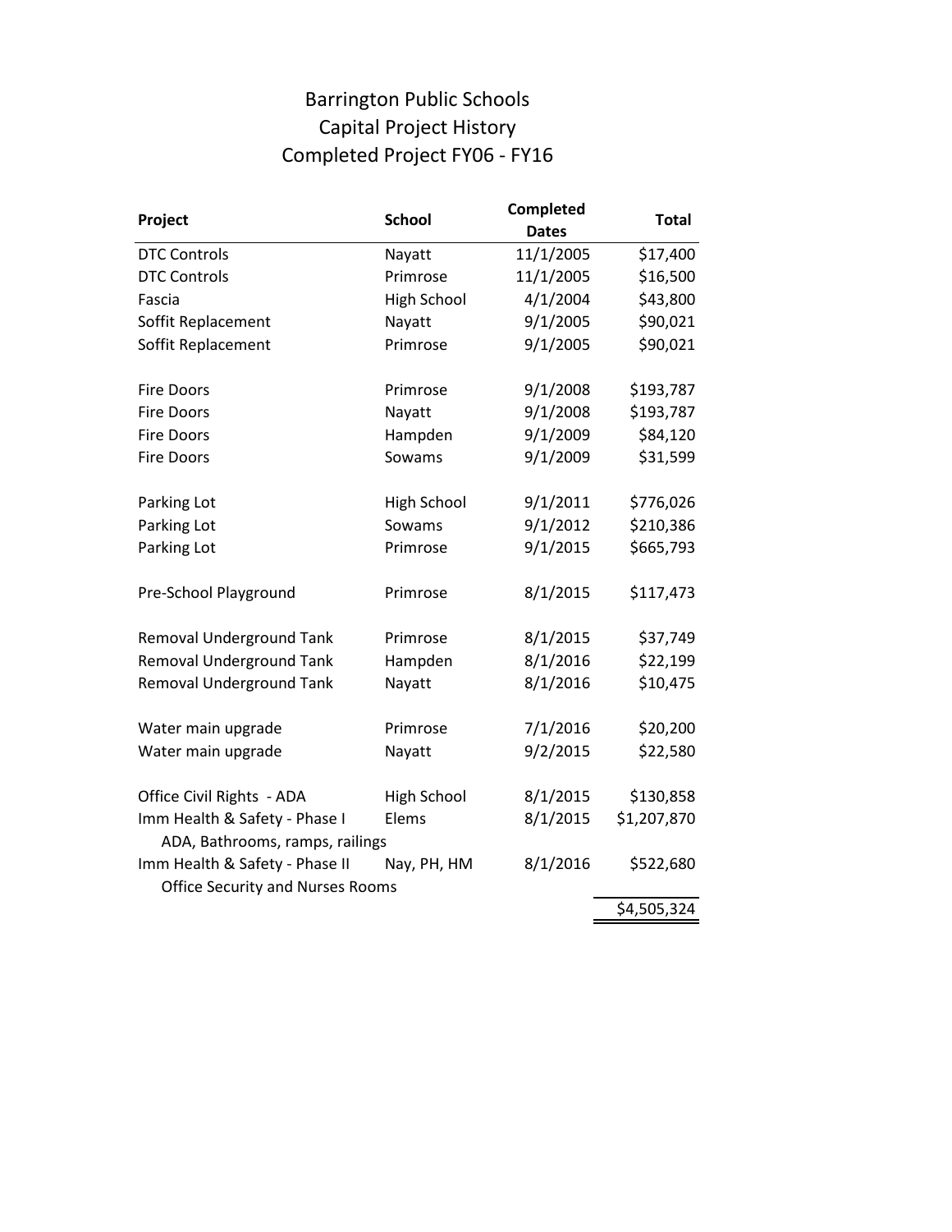# Barrington Public Schools
## Capital Project History
## Completed Project FY06 - FY16

| Project | School | Completed Dates | Total |
|---|---|---|---|
| DTC Controls | Nayatt | 11/1/2005 | $17,400 |
| DTC Controls | Primrose | 11/1/2005 | $16,500 |
| Fascia | High School | 4/1/2004 | $43,800 |
| Soffit Replacement | Nayatt | 9/1/2005 | $90,021 |
| Soffit Replacement | Primrose | 9/1/2005 | $90,021 |
| | | | |
| Fire Doors | Primrose | 9/1/2008 | $193,787 |
| Fire Doors | Nayatt | 9/1/2008 | $193,787 |
| Fire Doors | Hampden | 9/1/2009 | $84,120 |
| Fire Doors | Sowams | 9/1/2009 | $31,599 |
| | | | |
| Parking Lot | High School | 9/1/2011 | $776,026 |
| Parking Lot | Sowams | 9/1/2012 | $210,386 |
| Parking Lot | Primrose | 9/1/2015 | $665,793 |
| | | | |
| Pre-School Playground | Primrose | 8/1/2015 | $117,473 |
| | | | |
| Removal Underground Tank | Primrose | 8/1/2015 | $37,749 |
| Removal Underground Tank | Hampden | 8/1/2016 | $22,199 |
| Removal Underground Tank | Nayatt | 8/1/2016 | $10,475 |
| | | | |
| Water main upgrade | Primrose | 7/1/2016 | $20,200 |
| Water main upgrade | Nayatt | 9/2/2015 | $22,580 |
| | | | |
| Office Civil Rights - ADA | High School | 8/1/2015 | $130,858 |
| Imm Health & Safety - Phase I<br>ADA, Bathrooms, ramps, railings | Elems | 8/1/2015 | $1,207,870 |
| Imm Health & Safety - Phase II<br>Office Security and Nurses Rooms | Nay, PH, HM | 8/1/2016 | $522,680 |
| | | | $4,505,324 |